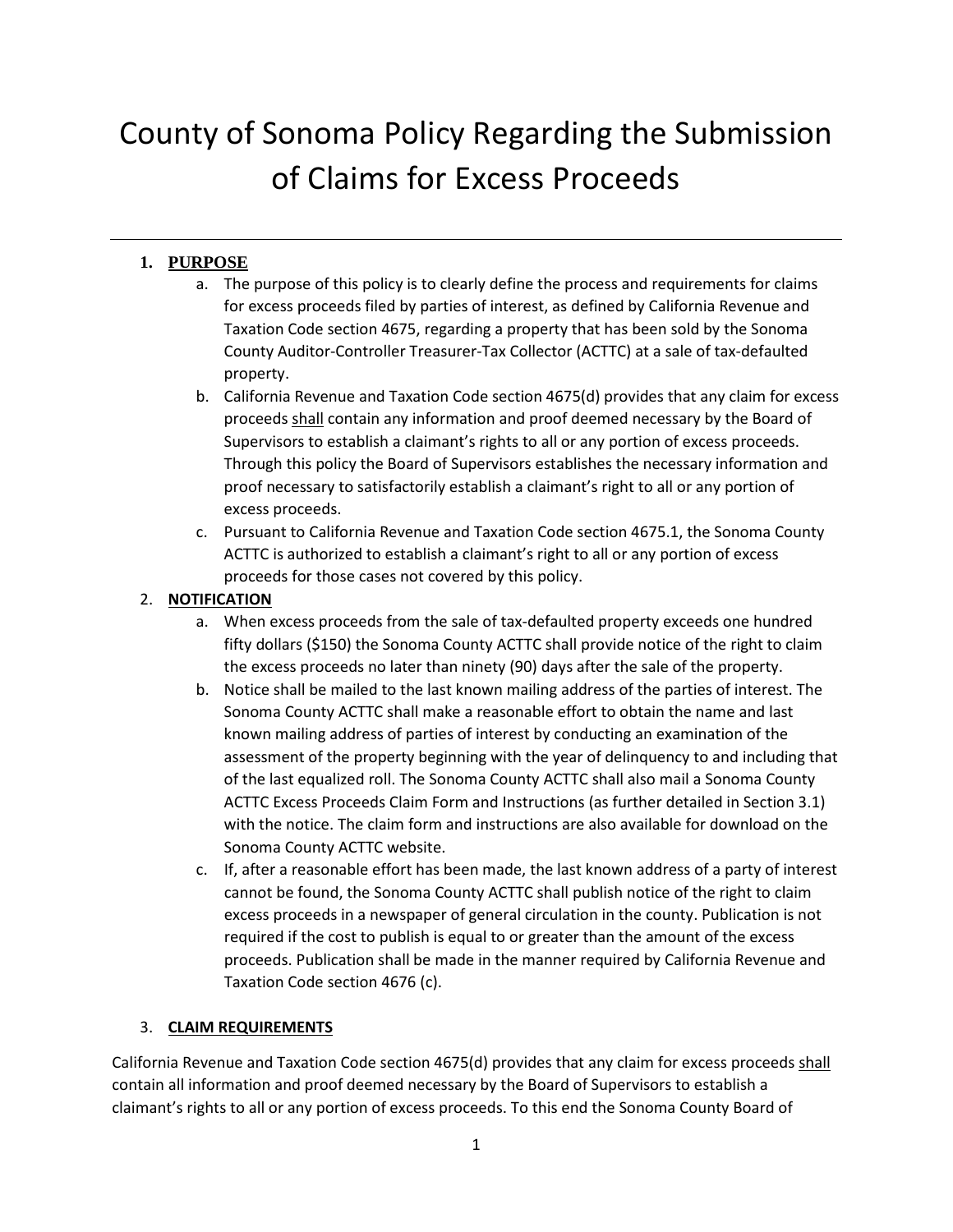# County of Sonoma Policy Regarding the Submission of Claims for Excess Proceeds

---

1. **PURPOSE**
   a. The purpose of this policy is to clearly define the process and requirements for claims for excess proceeds filed by parties of interest, as defined by California Revenue and Taxation Code section 4675, regarding a property that has been sold by the Sonoma County Auditor-Controller Treasurer-Tax Collector (ACTTC) at a sale of tax-defaulted property.
   b. California Revenue and Taxation Code section 4675(d) provides that any claim for excess proceeds shall contain any information and proof deemed necessary by the Board of Supervisors to establish a claimant's rights to all or any portion of excess proceeds. Through this policy the Board of Supervisors establishes the necessary information and proof necessary to satisfactorily establish a claimant's right to all or any portion of excess proceeds.
   c. Pursuant to California Revenue and Taxation Code section 4675.1, the Sonoma County ACTTC is authorized to establish a claimant's right to all or any portion of excess proceeds for those cases not covered by this policy.
2. **NOTIFICATION**
   a. When excess proceeds from the sale of tax-defaulted property exceeds one hundred fifty dollars ($150) the Sonoma County ACTTC shall provide notice of the right to claim the excess proceeds no later than ninety (90) days after the sale of the property.
   b. Notice shall be mailed to the last known mailing address of the parties of interest. The Sonoma County ACTTC shall make a reasonable effort to obtain the name and last known mailing address of parties of interest by conducting an examination of the assessment of the property beginning with the year of delinquency to and including that of the last equalized roll. The Sonoma County ACTTC shall also mail a Sonoma County ACTTC Excess Proceeds Claim Form and Instructions (as further detailed in Section 3.1) with the notice. The claim form and instructions are also available for download on the Sonoma County ACTTC website.
   c. If, after a reasonable effort has been made, the last known address of a party of interest cannot be found, the Sonoma County ACTTC shall publish notice of the right to claim excess proceeds in a newspaper of general circulation in the county. Publication is not required if the cost to publish is equal to or greater than the amount of the excess proceeds. Publication shall be made in the manner required by California Revenue and Taxation Code section 4676 (c).
3. **CLAIM REQUIREMENTS**

California Revenue and Taxation Code section 4675(d) provides that any claim for excess proceeds shall contain all information and proof deemed necessary by the Board of Supervisors to establish a claimant's rights to all or any portion of excess proceeds. To this end the Sonoma County Board of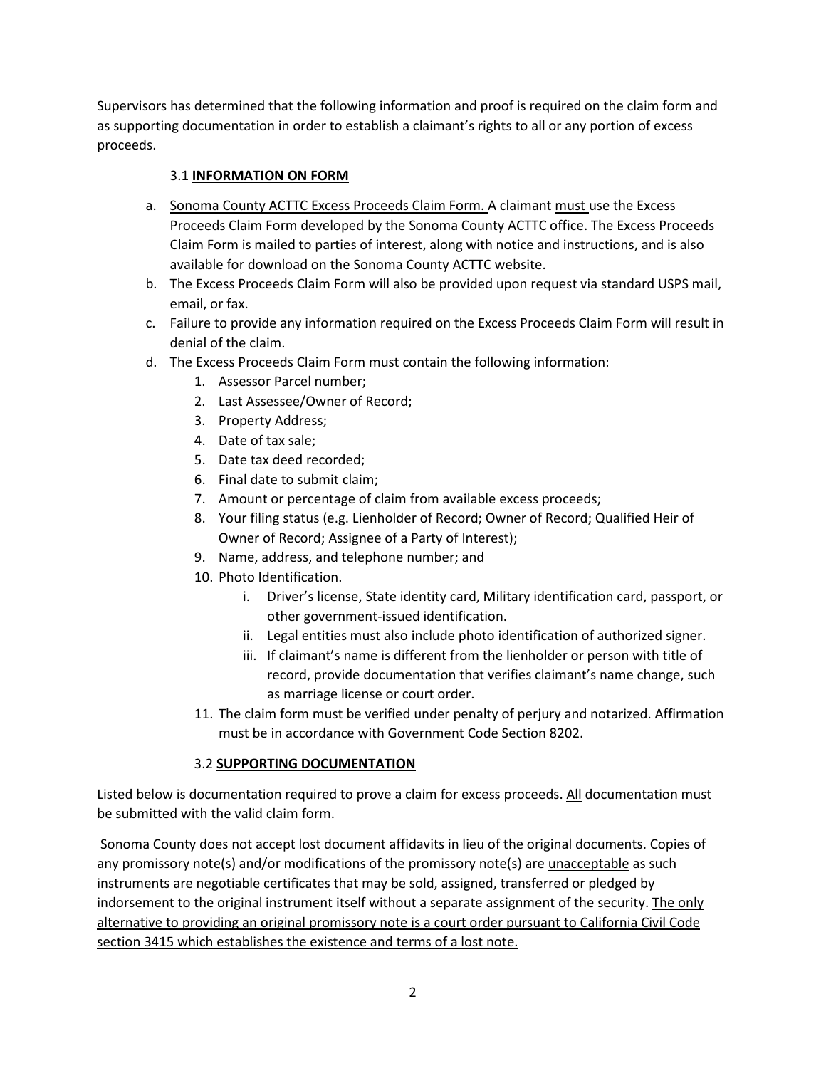Supervisors has determined that the following information and proof is required on the claim form and as supporting documentation in order to establish a claimant's rights to all or any portion of excess proceeds.

### 3.1 **INFORMATION ON FORM**

a. Sonoma County ACTTC Excess Proceeds Claim Form. A claimant must use the Excess Proceeds Claim Form developed by the Sonoma County ACTTC office. The Excess Proceeds Claim Form is mailed to parties of interest, along with notice and instructions, and is also available for download on the Sonoma County ACTTC website.
b. The Excess Proceeds Claim Form will also be provided upon request via standard USPS mail, email, or fax.
c. Failure to provide any information required on the Excess Proceeds Claim Form will result in denial of the claim.
d. The Excess Proceeds Claim Form must contain the following information:
    1. Assessor Parcel number;
    2. Last Assessee/Owner of Record;
    3. Property Address;
    4. Date of tax sale;
    5. Date tax deed recorded;
    6. Final date to submit claim;
    7. Amount or percentage of claim from available excess proceeds;
    8. Your filing status (e.g. Lienholder of Record; Owner of Record; Qualified Heir of Owner of Record; Assignee of a Party of Interest);
    9. Name, address, and telephone number; and
    10. Photo Identification.
        i. Driver's license, State identity card, Military identification card, passport, or other government-issued identification.
        ii. Legal entities must also include photo identification of authorized signer.
        iii. If claimant's name is different from the lienholder or person with title of record, provide documentation that verifies claimant's name change, such as marriage license or court order.
    11. The claim form must be verified under penalty of perjury and notarized. Affirmation must be in accordance with Government Code Section 8202.

### 3.2 **SUPPORTING DOCUMENTATION**

Listed below is documentation required to prove a claim for excess proceeds. All documentation must be submitted with the valid claim form.

Sonoma County does not accept lost document affidavits in lieu of the original documents. Copies of any promissory note(s) and/or modifications of the promissory note(s) are unacceptable as such instruments are negotiable certificates that may be sold, assigned, transferred or pledged by indorsement to the original instrument itself without a separate assignment of the security. The only alternative to providing an original promissory note is a court order pursuant to California Civil Code section 3415 which establishes the existence and terms of a lost note.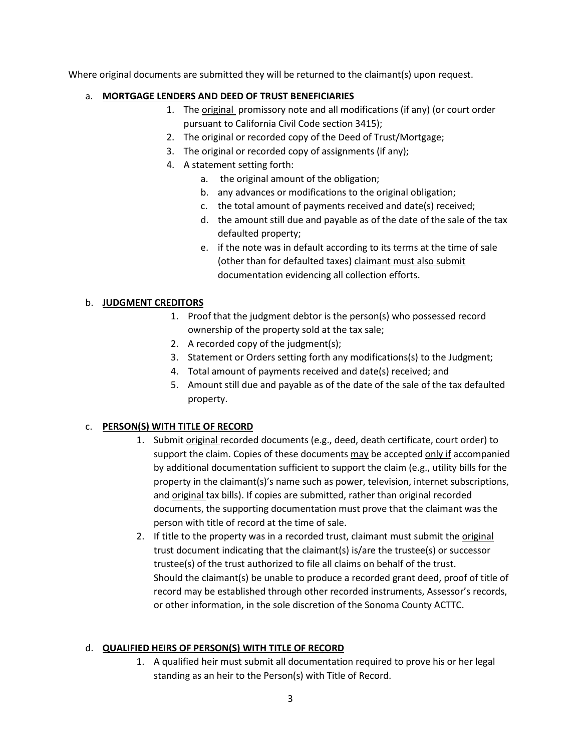Where original documents are submitted they will be returned to the claimant(s) upon request.

a. **MORTGAGE LENDERS AND DEED OF TRUST BENEFICIARIES**

1. The original promissory note and all modifications (if any) (or court order pursuant to California Civil Code section 3415);
2. The original or recorded copy of the Deed of Trust/Mortgage;
3. The original or recorded copy of assignments (if any);
4. A statement setting forth:
   a. the original amount of the obligation;
   b. any advances or modifications to the original obligation;
   c. the total amount of payments received and date(s) received;
   d. the amount still due and payable as of the date of the sale of the tax defaulted property;
   e. if the note was in default according to its terms at the time of sale (other than for defaulted taxes) claimant must also submit documentation evidencing all collection efforts.

b. **JUDGMENT CREDITORS**

1. Proof that the judgment debtor is the person(s) who possessed record ownership of the property sold at the tax sale;
2. A recorded copy of the judgment(s);
3. Statement or Orders setting forth any modifications(s) to the Judgment;
4. Total amount of payments received and date(s) received; and
5. Amount still due and payable as of the date of the sale of the tax defaulted property.

c. **PERSON(S) WITH TITLE OF RECORD**

1. Submit original recorded documents (e.g., deed, death certificate, court order) to support the claim. Copies of these documents may be accepted only if accompanied by additional documentation sufficient to support the claim (e.g., utility bills for the property in the claimant(s)'s name such as power, television, internet subscriptions, and original tax bills). If copies are submitted, rather than original recorded documents, the supporting documentation must prove that the claimant was the person with title of record at the time of sale.
2. If title to the property was in a recorded trust, claimant must submit the original trust document indicating that the claimant(s) is/are the trustee(s) or successor trustee(s) of the trust authorized to file all claims on behalf of the trust.
   Should the claimant(s) be unable to produce a recorded grant deed, proof of title of record may be established through other recorded instruments, Assessor's records, or other information, in the sole discretion of the Sonoma County ACTTC.

d. **QUALIFIED HEIRS OF PERSON(S) WITH TITLE OF RECORD**

1. A qualified heir must submit all documentation required to prove his or her legal standing as an heir to the Person(s) with Title of Record.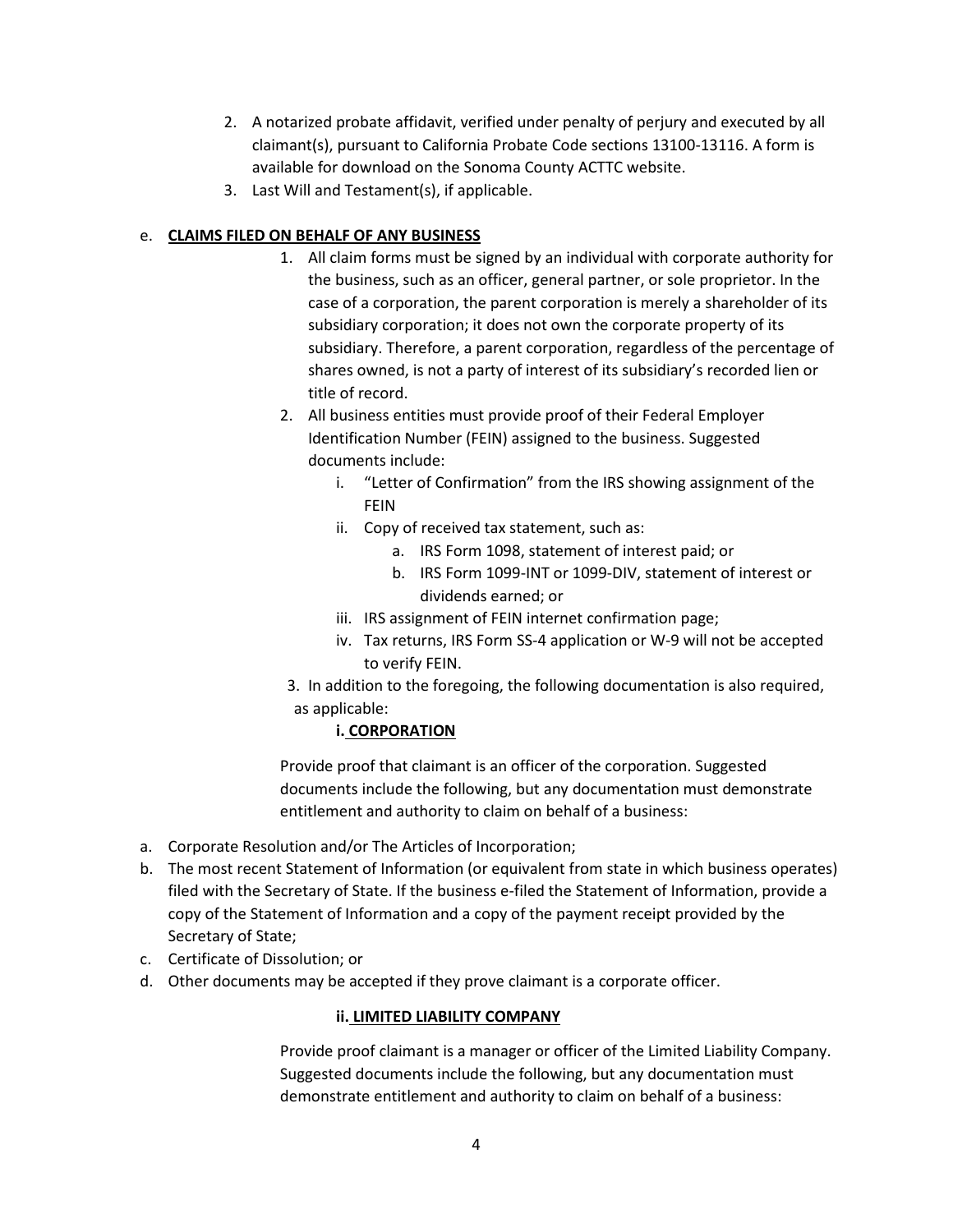2. A notarized probate affidavit, verified under penalty of perjury and executed by all claimant(s), pursuant to California Probate Code sections 13100-13116. A form is available for download on the Sonoma County ACTTC website.
3. Last Will and Testament(s), if applicable.

e. **CLAIMS FILED ON BEHALF OF ANY BUSINESS**

1. All claim forms must be signed by an individual with corporate authority for the business, such as an officer, general partner, or sole proprietor. In the case of a corporation, the parent corporation is merely a shareholder of its subsidiary corporation; it does not own the corporate property of its subsidiary. Therefore, a parent corporation, regardless of the percentage of shares owned, is not a party of interest of its subsidiary's recorded lien or title of record.
2. All business entities must provide proof of their Federal Employer Identification Number (FEIN) assigned to the business. Suggested documents include:
   i. "Letter of Confirmation" from the IRS showing assignment of the FEIN
   ii. Copy of received tax statement, such as:
      a. IRS Form 1098, statement of interest paid; or
      b. IRS Form 1099-INT or 1099-DIV, statement of interest or dividends earned; or
   iii. IRS assignment of FEIN internet confirmation page;
   iv. Tax returns, IRS Form SS-4 application or W-9 will not be accepted to verify FEIN.
3. In addition to the foregoing, the following documentation is also required, as applicable:

**i. CORPORATION**

Provide proof that claimant is an officer of the corporation. Suggested documents include the following, but any documentation must demonstrate entitlement and authority to claim on behalf of a business:

a. Corporate Resolution and/or The Articles of Incorporation;
b. The most recent Statement of Information (or equivalent from state in which business operates) filed with the Secretary of State. If the business e-filed the Statement of Information, provide a copy of the Statement of Information and a copy of the payment receipt provided by the Secretary of State;
c. Certificate of Dissolution; or
d. Other documents may be accepted if they prove claimant is a corporate officer.

**ii. LIMITED LIABILITY COMPANY**

Provide proof claimant is a manager or officer of the Limited Liability Company. Suggested documents include the following, but any documentation must demonstrate entitlement and authority to claim on behalf of a business: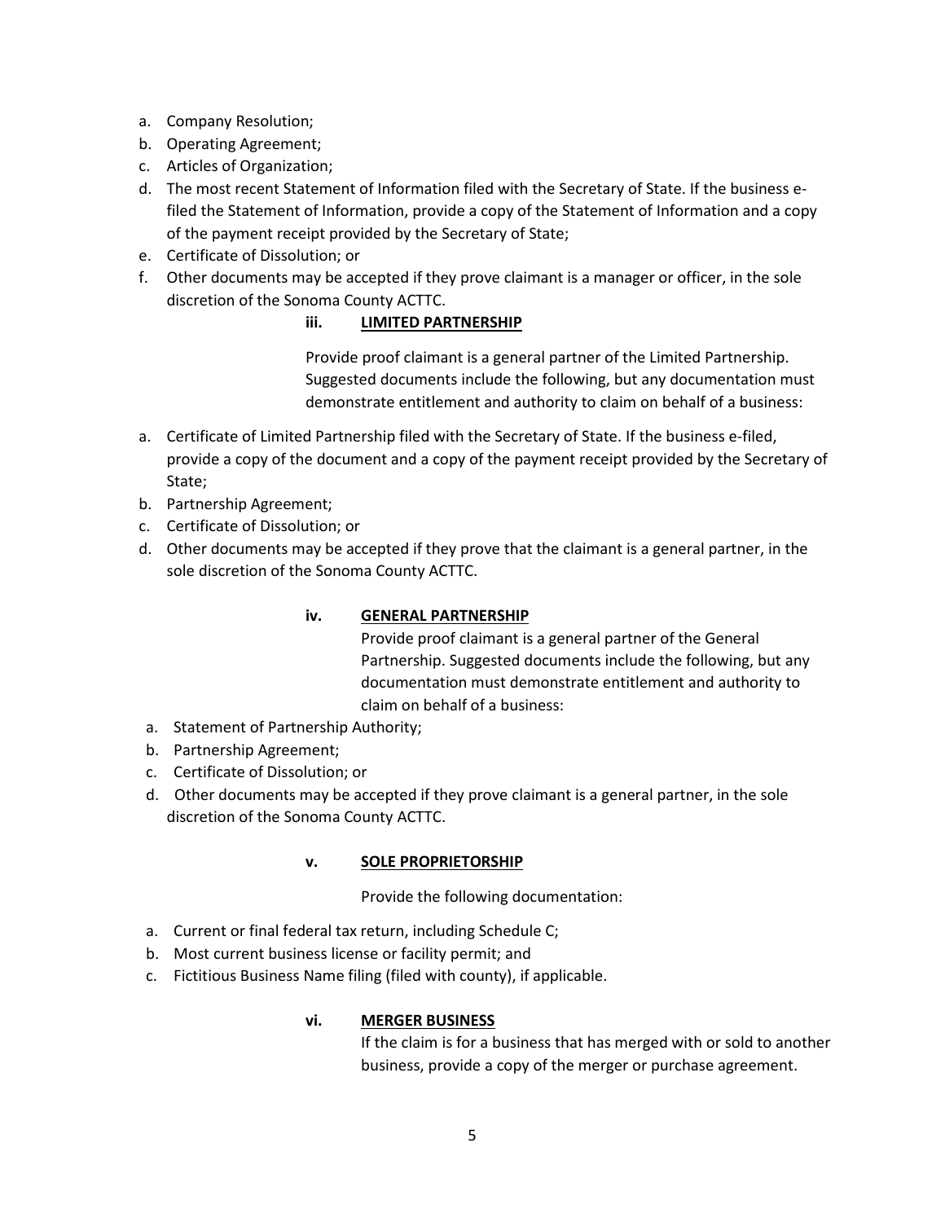a. Company Resolution;
b. Operating Agreement;
c. Articles of Organization;
d. The most recent Statement of Information filed with the Secretary of State. If the business e-filed the Statement of Information, provide a copy of the Statement of Information and a copy of the payment receipt provided by the Secretary of State;
e. Certificate of Dissolution; or
f. Other documents may be accepted if they prove claimant is a manager or officer, in the sole discretion of the Sonoma County ACTTC.

**iii. <u>LIMITED PARTNERSHIP</u>**

Provide proof claimant is a general partner of the Limited Partnership. Suggested documents include the following, but any documentation must demonstrate entitlement and authority to claim on behalf of a business:

a. Certificate of Limited Partnership filed with the Secretary of State. If the business e-filed, provide a copy of the document and a copy of the payment receipt provided by the Secretary of State;
b. Partnership Agreement;
c. Certificate of Dissolution; or
d. Other documents may be accepted if they prove that the claimant is a general partner, in the sole discretion of the Sonoma County ACTTC.

**iv. <u>GENERAL PARTNERSHIP</u>**

Provide proof claimant is a general partner of the General Partnership. Suggested documents include the following, but any documentation must demonstrate entitlement and authority to claim on behalf of a business:

a. Statement of Partnership Authority;
b. Partnership Agreement;
c. Certificate of Dissolution; or
d. Other documents may be accepted if they prove claimant is a general partner, in the sole discretion of the Sonoma County ACTTC.

**v. <u>SOLE PROPRIETORSHIP</u>**

Provide the following documentation:

a. Current or final federal tax return, including Schedule C;
b. Most current business license or facility permit; and
c. Fictitious Business Name filing (filed with county), if applicable.

**vi. <u>MERGER BUSINESS</u>**

If the claim is for a business that has merged with or sold to another business, provide a copy of the merger or purchase agreement.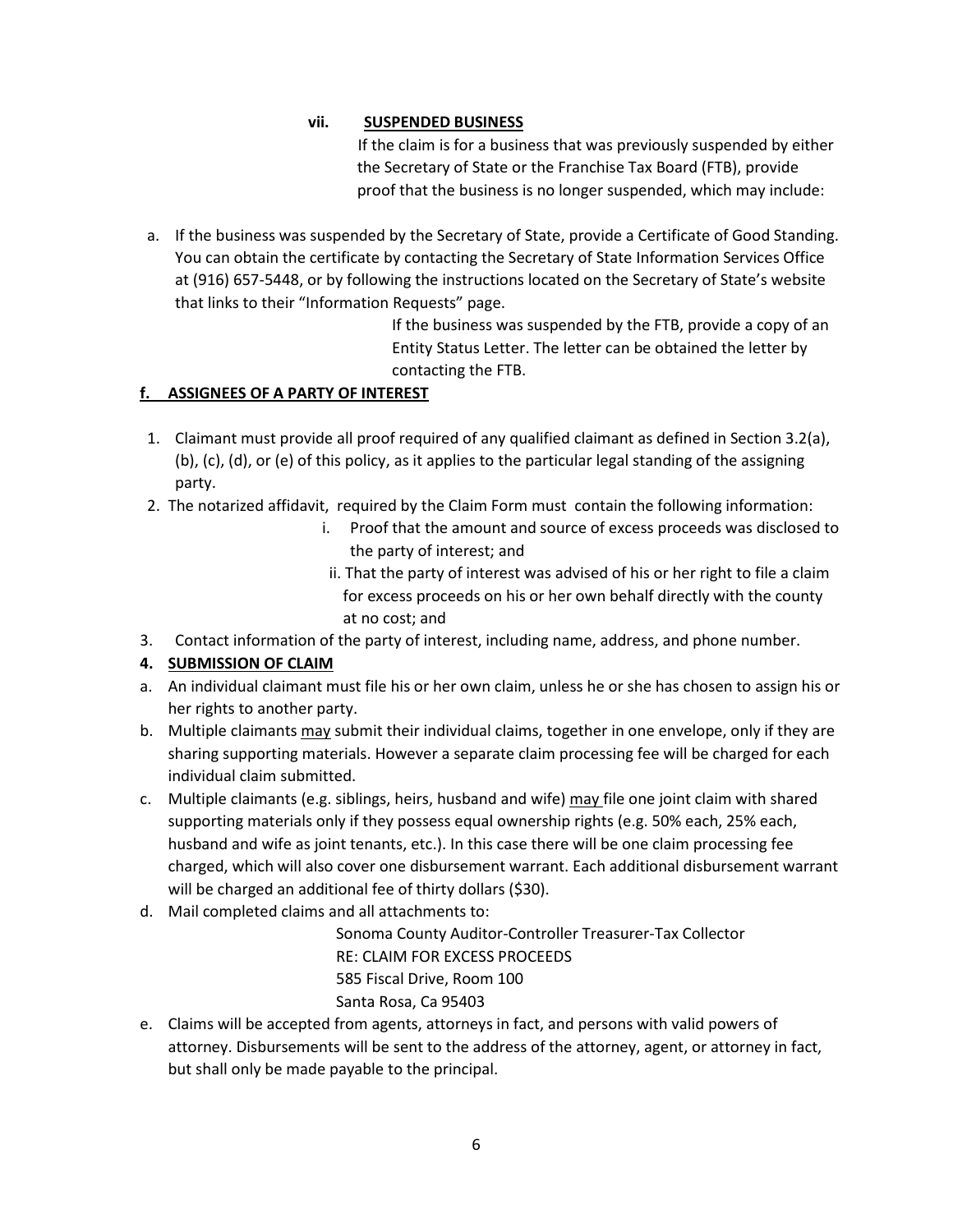**vii. SUSPENDED BUSINESS**

If the claim is for a business that was previously suspended by either the Secretary of State or the Franchise Tax Board (FTB), provide proof that the business is no longer suspended, which may include:

a. If the business was suspended by the Secretary of State, provide a Certificate of Good Standing. You can obtain the certificate by contacting the Secretary of State Information Services Office at (916) 657-5448, or by following the instructions located on the Secretary of State's website that links to their "Information Requests" page.

If the business was suspended by the FTB, provide a copy of an Entity Status Letter. The letter can be obtained the letter by contacting the FTB.

**f. ASSIGNEES OF A PARTY OF INTEREST**

1. Claimant must provide all proof required of any qualified claimant as defined in Section 3.2(a), (b), (c), (d), or (e) of this policy, as it applies to the particular legal standing of the assigning party.
2. The notarized affidavit, required by the Claim Form must contain the following information:
   i. Proof that the amount and source of excess proceeds was disclosed to the party of interest; and
   ii. That the party of interest was advised of his or her right to file a claim for excess proceeds on his or her own behalf directly with the county at no cost; and
3. Contact information of the party of interest, including name, address, and phone number.

**4. SUBMISSION OF CLAIM**

a. An individual claimant must file his or her own claim, unless he or she has chosen to assign his or her rights to another party.

b. Multiple claimants may submit their individual claims, together in one envelope, only if they are sharing supporting materials. However a separate claim processing fee will be charged for each individual claim submitted.

c. Multiple claimants (e.g. siblings, heirs, husband and wife) may file one joint claim with shared supporting materials only if they possess equal ownership rights (e.g. 50% each, 25% each, husband and wife as joint tenants, etc.). In this case there will be one claim processing fee charged, which will also cover one disbursement warrant. Each additional disbursement warrant will be charged an additional fee of thirty dollars ($30).

d. Mail completed claims and all attachments to:

Sonoma County Auditor-Controller Treasurer-Tax Collector
RE: CLAIM FOR EXCESS PROCEEDS
585 Fiscal Drive, Room 100
Santa Rosa, Ca 95403

e. Claims will be accepted from agents, attorneys in fact, and persons with valid powers of attorney. Disbursements will be sent to the address of the attorney, agent, or attorney in fact, but shall only be made payable to the principal.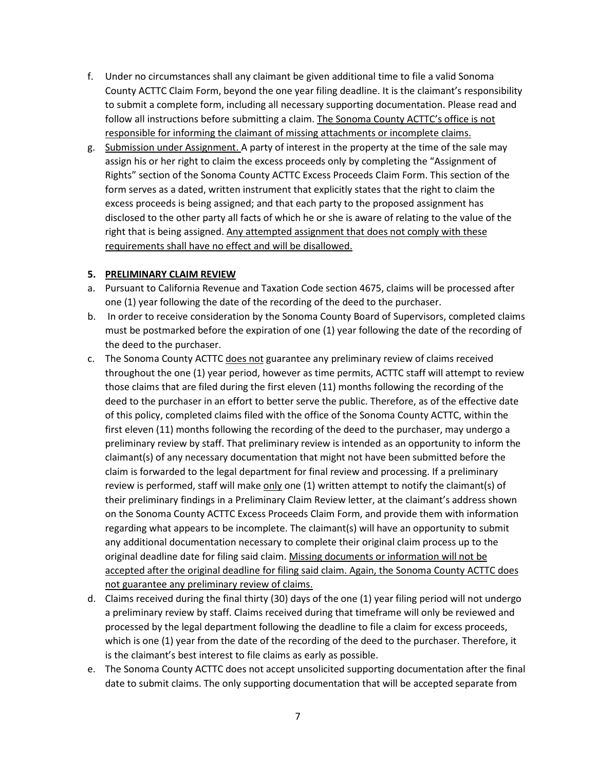f. Under no circumstances shall any claimant be given additional time to file a valid Sonoma County ACTTC Claim Form, beyond the one year filing deadline. It is the claimant's responsibility to submit a complete form, including all necessary supporting documentation. Please read and follow all instructions before submitting a claim. <u>The Sonoma County ACTTC's office is not responsible for informing the claimant of missing attachments or incomplete claims.</u>

g. <u>Submission under Assignment.</u> A party of interest in the property at the time of the sale may assign his or her right to claim the excess proceeds only by completing the "Assignment of Rights" section of the Sonoma County ACTTC Excess Proceeds Claim Form. This section of the form serves as a dated, written instrument that explicitly states that the right to claim the excess proceeds is being assigned; and that each party to the proposed assignment has disclosed to the other party all facts of which he or she is aware of relating to the value of the right that is being assigned. <u>Any attempted assignment that does not comply with these requirements shall have no effect and will be disallowed.</u>

## 5. PRELIMINARY CLAIM REVIEW

a. Pursuant to California Revenue and Taxation Code section 4675, claims will be processed after one (1) year following the date of the recording of the deed to the purchaser.

b. In order to receive consideration by the Sonoma County Board of Supervisors, completed claims must be postmarked before the expiration of one (1) year following the date of the recording of the deed to the purchaser.

c. The Sonoma County ACTTC <u>does not</u> guarantee any preliminary review of claims received throughout the one (1) year period, however as time permits, ACTTC staff will attempt to review those claims that are filed during the first eleven (11) months following the recording of the deed to the purchaser in an effort to better serve the public. Therefore, as of the effective date of this policy, completed claims filed with the office of the Sonoma County ACTTC, within the first eleven (11) months following the recording of the deed to the purchaser, may undergo a preliminary review by staff. That preliminary review is intended as an opportunity to inform the claimant(s) of any necessary documentation that might not have been submitted before the claim is forwarded to the legal department for final review and processing. If a preliminary review is performed, staff will make <u>only</u> one (1) written attempt to notify the claimant(s) of their preliminary findings in a Preliminary Claim Review letter, at the claimant's address shown on the Sonoma County ACTTC Excess Proceeds Claim Form, and provide them with information regarding what appears to be incomplete. The claimant(s) will have an opportunity to submit any additional documentation necessary to complete their original claim process up to the original deadline date for filing said claim. <u>Missing documents or information will not be accepted after the original deadline for filing said claim. Again, the Sonoma County ACTTC does not guarantee any preliminary review of claims.</u>

d. Claims received during the final thirty (30) days of the one (1) year filing period will not undergo a preliminary review by staff. Claims received during that timeframe will only be reviewed and processed by the legal department following the deadline to file a claim for excess proceeds, which is one (1) year from the date of the recording of the deed to the purchaser. Therefore, it is the claimant's best interest to file claims as early as possible.

e. The Sonoma County ACTTC does not accept unsolicited supporting documentation after the final date to submit claims. The only supporting documentation that will be accepted separate from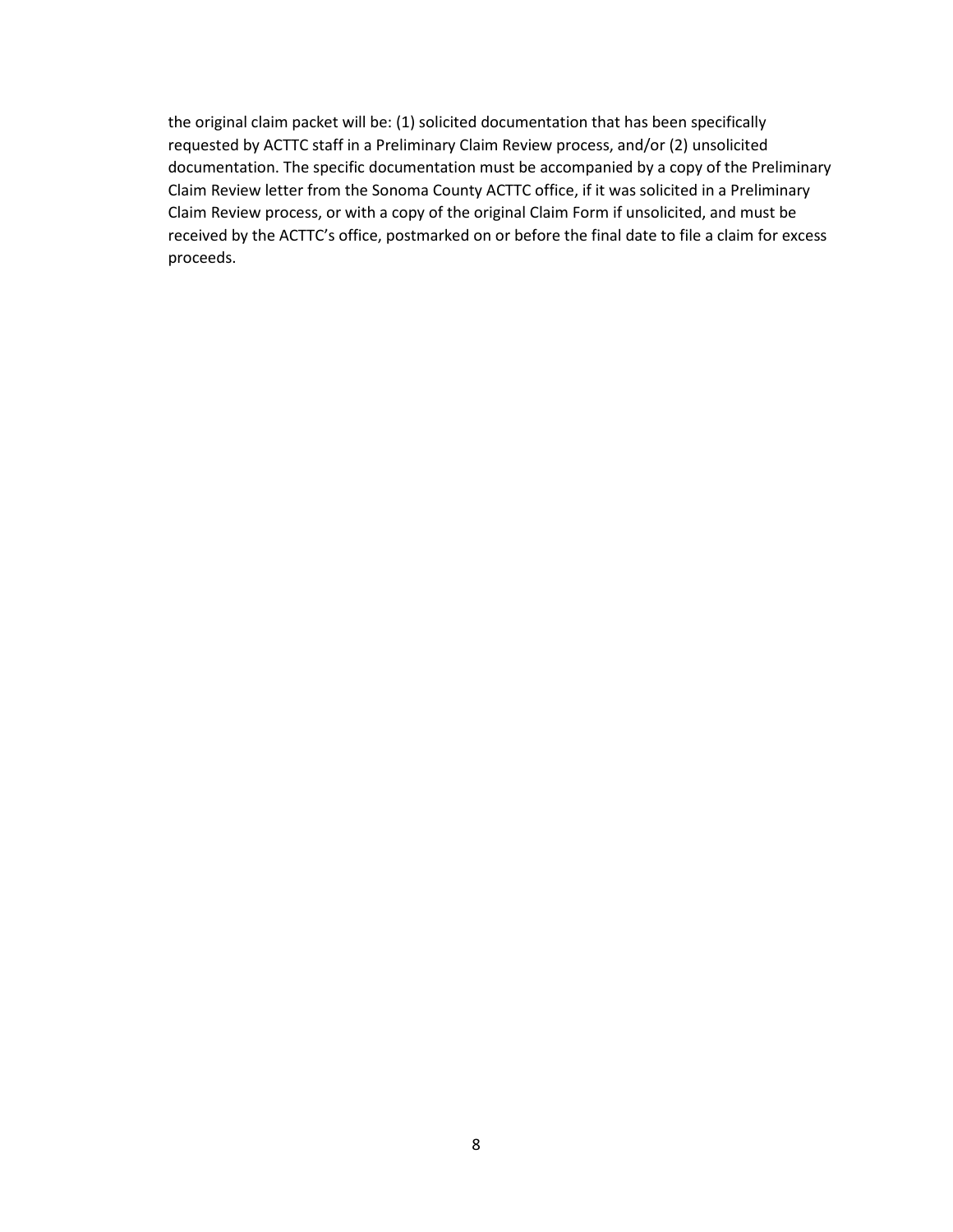the original claim packet will be: (1) solicited documentation that has been specifically requested by ACTTC staff in a Preliminary Claim Review process, and/or (2) unsolicited documentation. The specific documentation must be accompanied by a copy of the Preliminary Claim Review letter from the Sonoma County ACTTC office, if it was solicited in a Preliminary Claim Review process, or with a copy of the original Claim Form if unsolicited, and must be received by the ACTTC's office, postmarked on or before the final date to file a claim for excess proceeds.